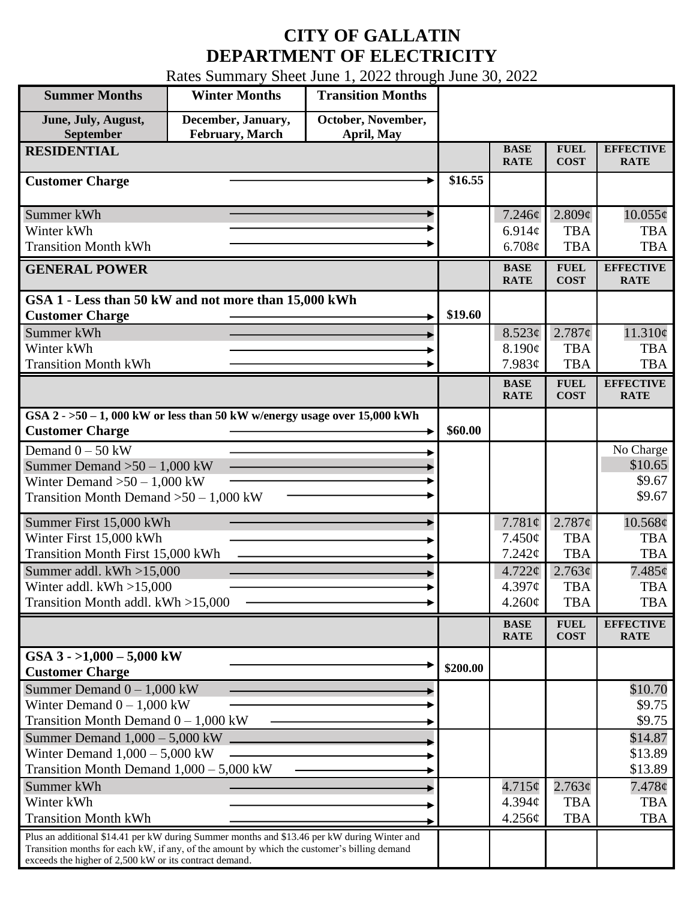# CITY OF GALLATIN
# DEPARTMENT OF ELECTRICITY

Rates Summary Sheet June 1, 2022 through June 30, 2022

| Summer Months | Winter Months | Transition Months |
|---|---|---|
| June, July, August, September | December, January, February, March | October, November, April, May |

| RESIDENTIAL | | BASE RATE | FUEL COST | EFFECTIVE RATE |
|---|---|---|---|---|
| **Customer Charge** | $16.55 | | | |
| Summer kWh | | 7.246¢ | 2.809¢ | 10.055¢ |
| Winter kWh | | 6.914¢ | TBA | TBA |
| Transition Month kWh | | 6.708¢ | TBA | TBA |

| GENERAL POWER | | BASE RATE | FUEL COST | EFFECTIVE RATE |
|---|---|---|---|---|
| **GSA 1 - Less than 50 kW and not more than 15,000 kWh** | | | | |
| **Customer Charge** | $19.60 | | | |
| Summer kWh | | 8.523¢ | 2.787¢ | 11.310¢ |
| Winter kWh | | 8.190¢ | TBA | TBA |
| Transition Month kWh | | 7.983¢ | TBA | TBA |

| | | BASE RATE | FUEL COST | EFFECTIVE RATE |
|---|---|---|---|---|
| **GSA 2 - >50 – 1, 000 kW or less than 50 kW w/energy usage over 15,000 kWh** | | | | |
| **Customer Charge** | $60.00 | | | |
| Demand 0 – 50 kW | | | | No Charge |
| Summer Demand >50 – 1,000 kW | | | | $10.65 |
| Winter Demand >50 – 1,000 kW | | | | $9.67 |
| Transition Month Demand >50 – 1,000 kW | | | | $9.67 |
| Summer First 15,000 kWh | | 7.781¢ | 2.787¢ | 10.568¢ |
| Winter First 15,000 kWh | | 7.450¢ | TBA | TBA |
| Transition Month First 15,000 kWh | | 7.242¢ | TBA | TBA |
| Summer addl. kWh >15,000 | | 4.722¢ | 2.763¢ | 7.485¢ |
| Winter addl. kWh >15,000 | | 4.397¢ | TBA | TBA |
| Transition Month addl. kWh >15,000 | | 4.260¢ | TBA | TBA |

| | | BASE RATE | FUEL COST | EFFECTIVE RATE |
|---|---|---|---|---|
| **GSA 3 - >1,000 – 5,000 kW** | | | | |
| **Customer Charge** | $200.00 | | | |
| Summer Demand 0 – 1,000 kW | | | | $10.70 |
| Winter Demand 0 – 1,000 kW | | | | $9.75 |
| Transition Month Demand 0 – 1,000 kW | | | | $9.75 |
| Summer Demand 1,000 – 5,000 kW | | | | $14.87 |
| Winter Demand 1,000 – 5,000 kW | | | | $13.89 |
| Transition Month Demand 1,000 – 5,000 kW | | | | $13.89 |
| Summer kWh | | 4.715¢ | 2.763¢ | 7.478¢ |
| Winter kWh | | 4.394¢ | TBA | TBA |
| Transition Month kWh | | 4.256¢ | TBA | TBA |
| Plus an additional $14.41 per kW during Summer months and $13.46 per kW during Winter and Transition months for each kW, if any, of the amount by which the customer's billing demand exceeds the higher of 2,500 kW or its contract demand. | | | | |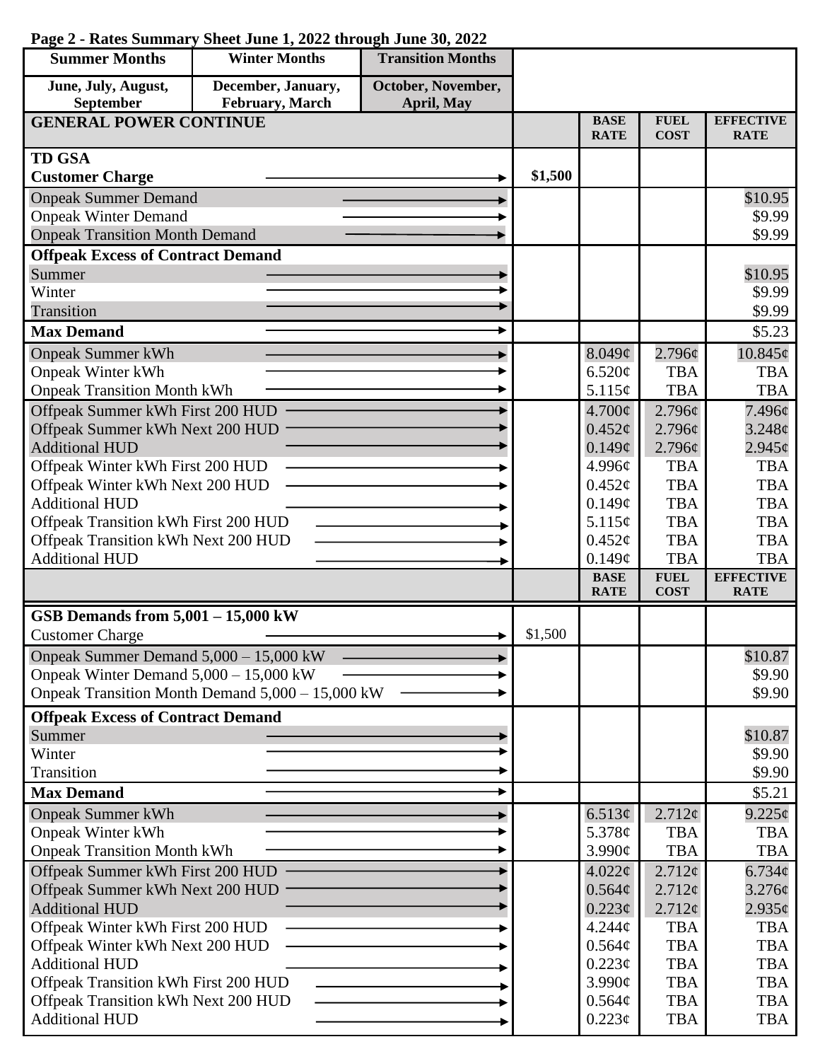**Page 2 - Rates Summary Sheet June 1, 2022 through June 30, 2022**

| Summer Months | Winter Months | Transition Months |
|---|---|---|
| June, July, August, September | December, January, February, March | October, November, April, May |

| GENERAL POWER CONTINUE | | BASE RATE | FUEL COST | EFFECTIVE RATE |
|---|---|---|---|---|
| **TD GSA** | | | | |
| **Customer Charge** | **$1,500** | | | |
| Onpeak Summer Demand | | | | $10.95 |
| Onpeak Winter Demand | | | | $9.99 |
| Onpeak Transition Month Demand | | | | $9.99 |
| **Offpeak Excess of Contract Demand** | | | | |
| Summer | | | | $10.95 |
| Winter | | | | $9.99 |
| Transition | | | | $9.99 |
| **Max Demand** | | | | $5.23 |
| Onpeak Summer kWh | | 8.049¢ | 2.796¢ | 10.845¢ |
| Onpeak Winter kWh | | 6.520¢ | TBA | TBA |
| Onpeak Transition Month kWh | | 5.115¢ | TBA | TBA |
| Offpeak Summer kWh First 200 HUD | | 4.700¢ | 2.796¢ | 7.496¢ |
| Offpeak Summer kWh Next 200 HUD | | 0.452¢ | 2.796¢ | 3.248¢ |
| Additional HUD | | 0.149¢ | 2.796¢ | 2.945¢ |
| Offpeak Winter kWh First 200 HUD | | 4.996¢ | TBA | TBA |
| Offpeak Winter kWh Next 200 HUD | | 0.452¢ | TBA | TBA |
| Additional HUD | | 0.149¢ | TBA | TBA |
| Offpeak Transition kWh First 200 HUD | | 5.115¢ | TBA | TBA |
| Offpeak Transition kWh Next 200 HUD | | 0.452¢ | TBA | TBA |
| Additional HUD | | 0.149¢ | TBA | TBA |

| | | BASE RATE | FUEL COST | EFFECTIVE RATE |
|---|---|---|---|---|
| **GSB Demands from 5,001 – 15,000 kW** | | | | |
| Customer Charge | $1,500 | | | |
| Onpeak Summer Demand 5,000 – 15,000 kW | | | | $10.87 |
| Onpeak Winter Demand 5,000 – 15,000 kW | | | | $9.90 |
| Onpeak Transition Month Demand 5,000 – 15,000 kW | | | | $9.90 |
| **Offpeak Excess of Contract Demand** | | | | |
| Summer | | | | $10.87 |
| Winter | | | | $9.90 |
| Transition | | | | $9.90 |
| **Max Demand** | | | | $5.21 |
| Onpeak Summer kWh | | 6.513¢ | 2.712¢ | 9.225¢ |
| Onpeak Winter kWh | | 5.378¢ | TBA | TBA |
| Onpeak Transition Month kWh | | 3.990¢ | TBA | TBA |
| Offpeak Summer kWh First 200 HUD | | 4.022¢ | 2.712¢ | 6.734¢ |
| Offpeak Summer kWh Next 200 HUD | | 0.564¢ | 2.712¢ | 3.276¢ |
| Additional HUD | | 0.223¢ | 2.712¢ | 2.935¢ |
| Offpeak Winter kWh First 200 HUD | | 4.244¢ | TBA | TBA |
| Offpeak Winter kWh Next 200 HUD | | 0.564¢ | TBA | TBA |
| Additional HUD | | 0.223¢ | TBA | TBA |
| Offpeak Transition kWh First 200 HUD | | 3.990¢ | TBA | TBA |
| Offpeak Transition kWh Next 200 HUD | | 0.564¢ | TBA | TBA |
| Additional HUD | | 0.223¢ | TBA | TBA |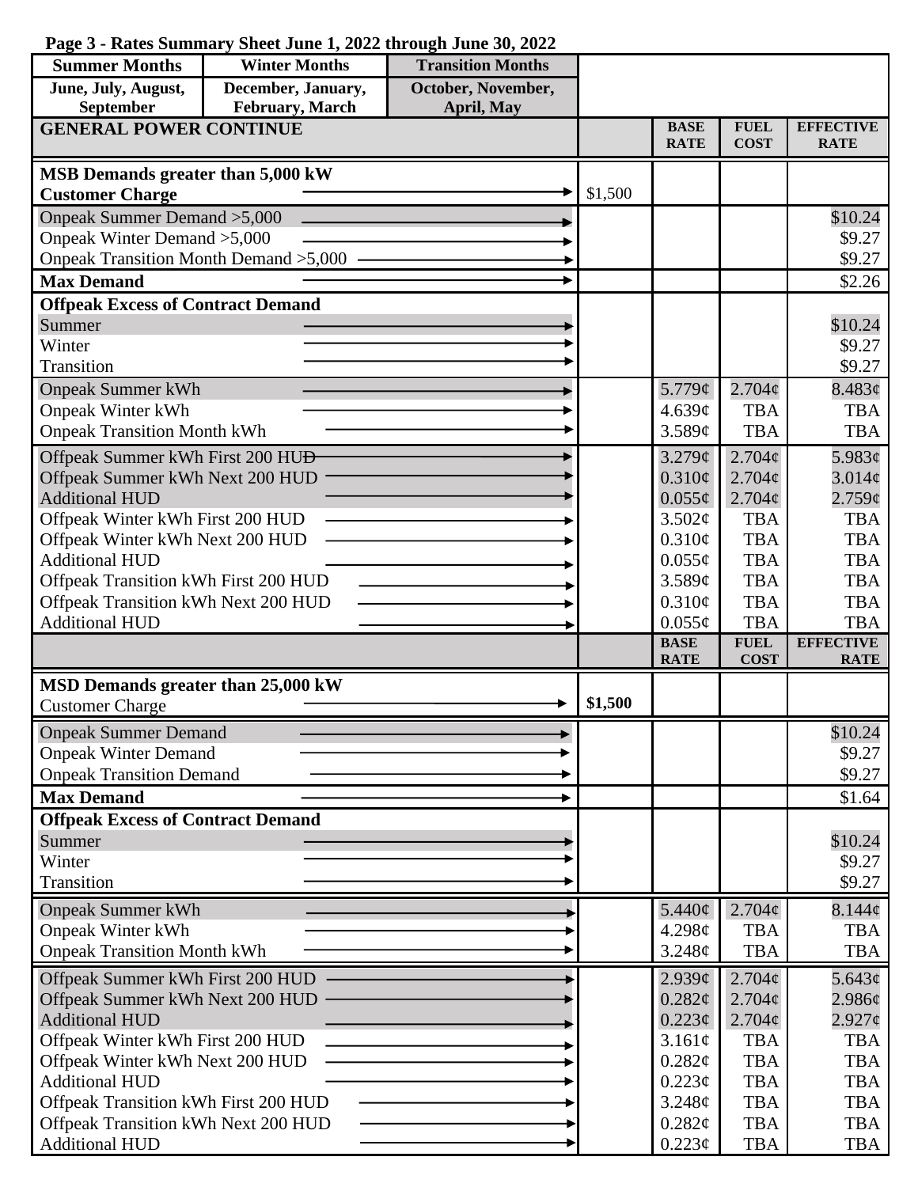**Page 3 - Rates Summary Sheet June 1, 2022 through June 30, 2022**

| Summer Months | Winter Months | Transition Months |
|---|---|---|
| June, July, August, September | December, January, February, March | October, November, April, May |

| GENERAL POWER CONTINUE | | BASE RATE | FUEL COST | EFFECTIVE RATE |
|---|---|---|---|---|
| **MSB Demands greater than 5,000 kW** | | | | |
| **Customer Charge** | $1,500 | | | |
| Onpeak Summer Demand >5,000 | | | | $10.24 |
| Onpeak Winter Demand >5,000 | | | | $9.27 |
| Onpeak Transition Month Demand >5,000 | | | | $9.27 |
| **Max Demand** | | | | $2.26 |
| **Offpeak Excess of Contract Demand** | | | | |
| Summer | | | | $10.24 |
| Winter | | | | $9.27 |
| Transition | | | | $9.27 |
| Onpeak Summer kWh | | 5.779¢ | 2.704¢ | 8.483¢ |
| Onpeak Winter kWh | | 4.639¢ | TBA | TBA |
| Onpeak Transition Month kWh | | 3.589¢ | TBA | TBA |
| Offpeak Summer kWh First 200 HUD | | 3.279¢ | 2.704¢ | 5.983¢ |
| Offpeak Summer kWh Next 200 HUD | | 0.310¢ | 2.704¢ | 3.014¢ |
| Additional HUD | | 0.055¢ | 2.704¢ | 2.759¢ |
| Offpeak Winter kWh First 200 HUD | | 3.502¢ | TBA | TBA |
| Offpeak Winter kWh Next 200 HUD | | 0.310¢ | TBA | TBA |
| Additional HUD | | 0.055¢ | TBA | TBA |
| Offpeak Transition kWh First 200 HUD | | 3.589¢ | TBA | TBA |
| Offpeak Transition kWh Next 200 HUD | | 0.310¢ | TBA | TBA |
| Additional HUD | | 0.055¢ | TBA | TBA |

| | | BASE RATE | FUEL COST | EFFECTIVE RATE |
|---|---|---|---|---|
| **MSD Demands greater than 25,000 kW** | | | | |
| Customer Charge | **$1,500** | | | |
| Onpeak Summer Demand | | | | $10.24 |
| Onpeak Winter Demand | | | | $9.27 |
| Onpeak Transition Demand | | | | $9.27 |
| **Max Demand** | | | | $1.64 |
| **Offpeak Excess of Contract Demand** | | | | |
| Summer | | | | $10.24 |
| Winter | | | | $9.27 |
| Transition | | | | $9.27 |
| Onpeak Summer kWh | | 5.440¢ | 2.704¢ | 8.144¢ |
| Onpeak Winter kWh | | 4.298¢ | TBA | TBA |
| Onpeak Transition Month kWh | | 3.248¢ | TBA | TBA |
| Offpeak Summer kWh First 200 HUD | | 2.939¢ | 2.704¢ | 5.643¢ |
| Offpeak Summer kWh Next 200 HUD | | 0.282¢ | 2.704¢ | 2.986¢ |
| Additional HUD | | 0.223¢ | 2.704¢ | 2.927¢ |
| Offpeak Winter kWh First 200 HUD | | 3.161¢ | TBA | TBA |
| Offpeak Winter kWh Next 200 HUD | | 0.282¢ | TBA | TBA |
| Additional HUD | | 0.223¢ | TBA | TBA |
| Offpeak Transition kWh First 200 HUD | | 3.248¢ | TBA | TBA |
| Offpeak Transition kWh Next 200 HUD | | 0.282¢ | TBA | TBA |
| Additional HUD | | 0.223¢ | TBA | TBA |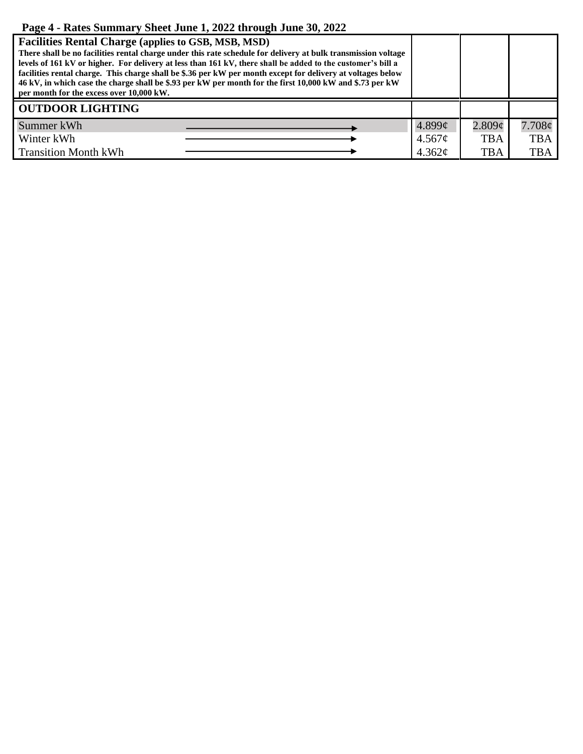**Page 4 - Rates Summary Sheet June 1, 2022 through June 30, 2022**

| | | | |
|---|---|---|---|
| **Facilities Rental Charge (applies to GSB, MSB, MSD)**<br>**There shall be no facilities rental charge under this rate schedule for delivery at bulk transmission voltage levels of 161 kV or higher. For delivery at less than 161 kV, there shall be added to the customer's bill a facilities rental charge. This charge shall be $.36 per kW per month except for delivery at voltages below 46 kV, in which case the charge shall be $.93 per kW per month for the first 10,000 kW and $.73 per kW per month for the excess over 10,000 kW.** | | | |
| **OUTDOOR LIGHTING** | | | |
| Summer kWh ⟶ | 4.899¢ | 2.809¢ | 7.708¢ |
| Winter kWh ⟶ | 4.567¢ | TBA | TBA |
| Transition Month kWh ⟶ | 4.362¢ | TBA | TBA |